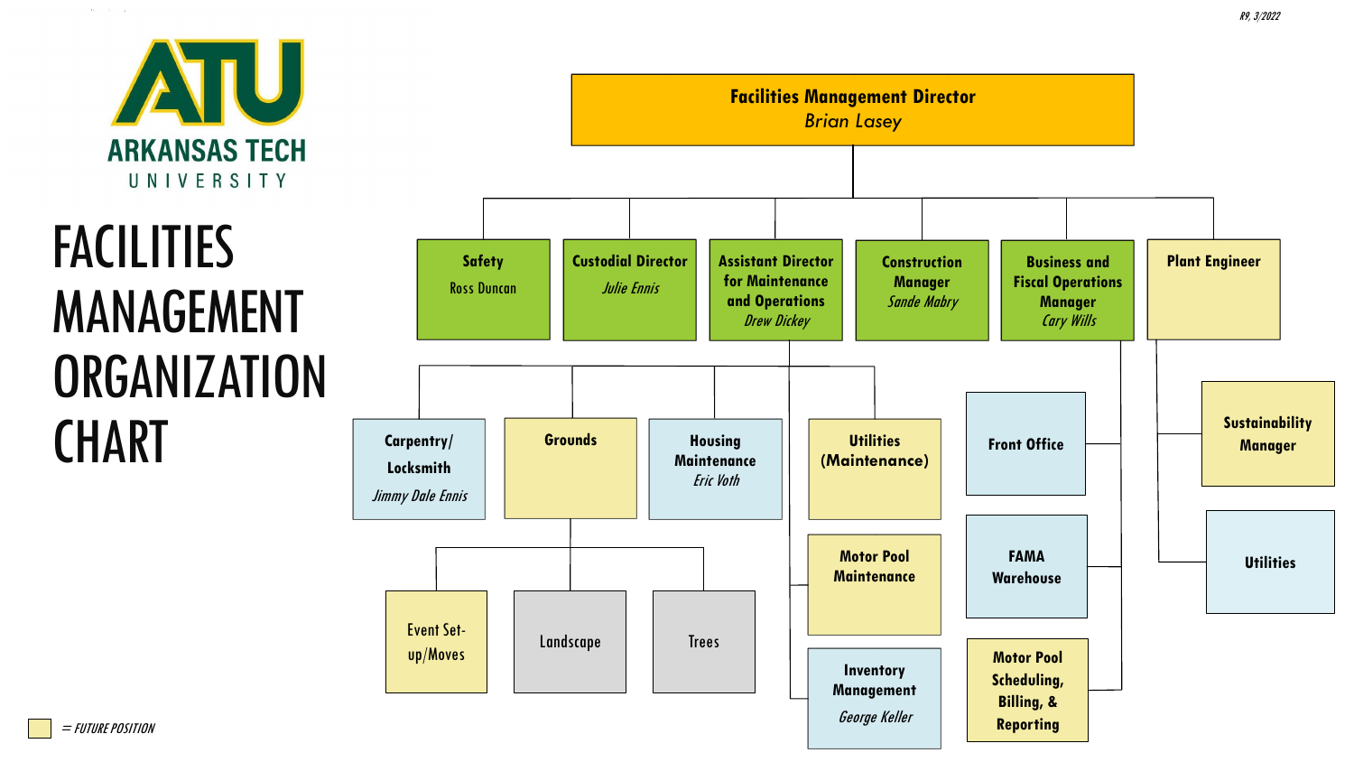R9, 3/2022

ARKANSAS TECH UNIVERSITY

# FACILITIES MANAGEMENT ORGANIZATION CHART

- **Facilities Management Director** – *Brian Lasey*
  - **Safety** – Ross Duncan
  - **Custodial Director** – *Julie Ennis*
  - **Assistant Director for Maintenance and Operations** – *Drew Dickey*
    - **Carpentry/ Locksmith** – *Jimmy Dale Ennis*
    - **Grounds**
      - Event Set-up/Moves
      - Landscape
      - Trees
    - **Housing Maintenance** – *Eric Voth*
    - **Utilities (Maintenance)**
    - **Motor Pool Maintenance**
    - **Inventory Management** – *George Keller*
  - **Construction Manager** – *Sande Mabry*
  - **Business and Fiscal Operations Manager** – *Cary Wills*
    - **Front Office**
    - **FAMA Warehouse**
    - **Motor Pool Scheduling, Billing, & Reporting**
  - **Plant Engineer**
    - **Sustainability Manager**
    - **Utilities**

= *FUTURE POSITION*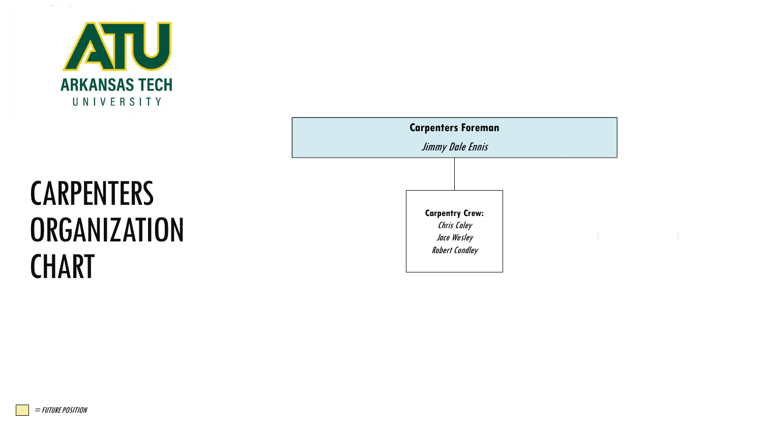ARKANSAS TECH UNIVERSITY

# CARPENTERS ORGANIZATION CHART

**Carpenters Foreman**

*Jimmy Dale Ennis*

**Carpentry Crew:**

*Chris Coley*

*Jace Wesley*

*Robert Condley*

*= FUTURE POSITION*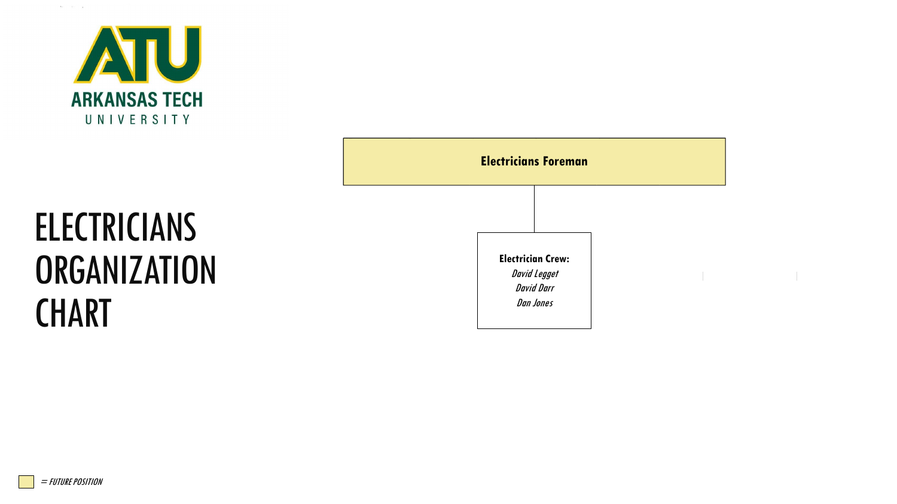ARKANSAS TECH UNIVERSITY

# ELECTRICIANS ORGANIZATION CHART

**Electricians Foreman**

**Electrician Crew:**
*David Legget*
*David Darr*
*Dan Jones*

*= FUTURE POSITION*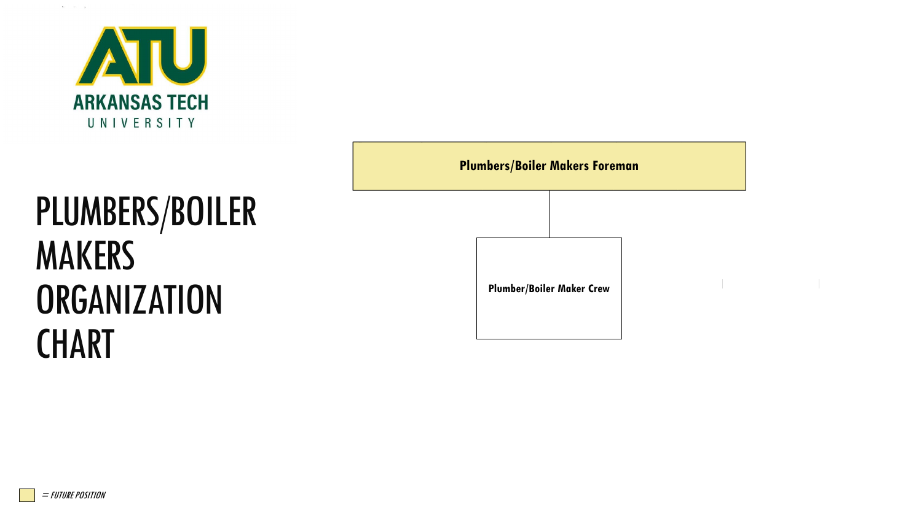ARKANSAS TECH UNIVERSITY

# PLUMBERS/BOILER MAKERS ORGANIZATION CHART

**Plumbers/Boiler Makers Foreman**

**Plumber/Boiler Maker Crew**

*= FUTURE POSITION*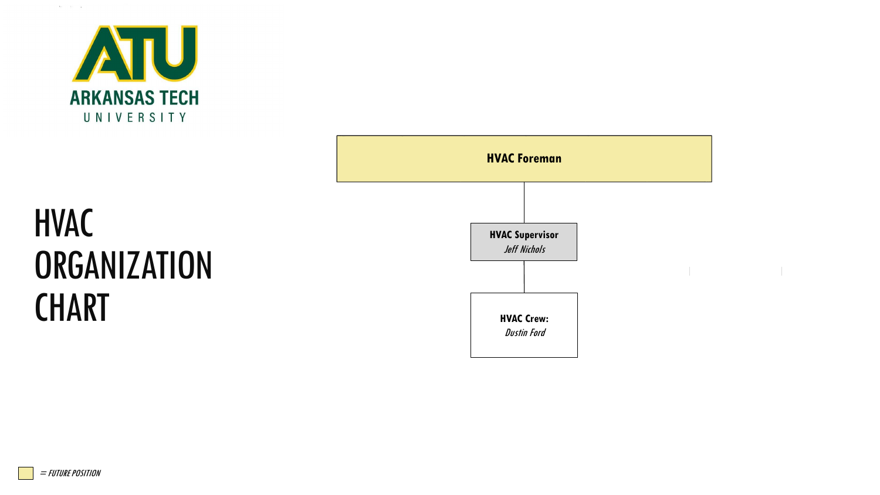ARKANSAS TECH UNIVERSITY

# HVAC ORGANIZATION CHART

**HVAC Foreman**

**HVAC Supervisor**
*Jeff Nichols*

**HVAC Crew:**
*Dustin Ford*

*= FUTURE POSITION*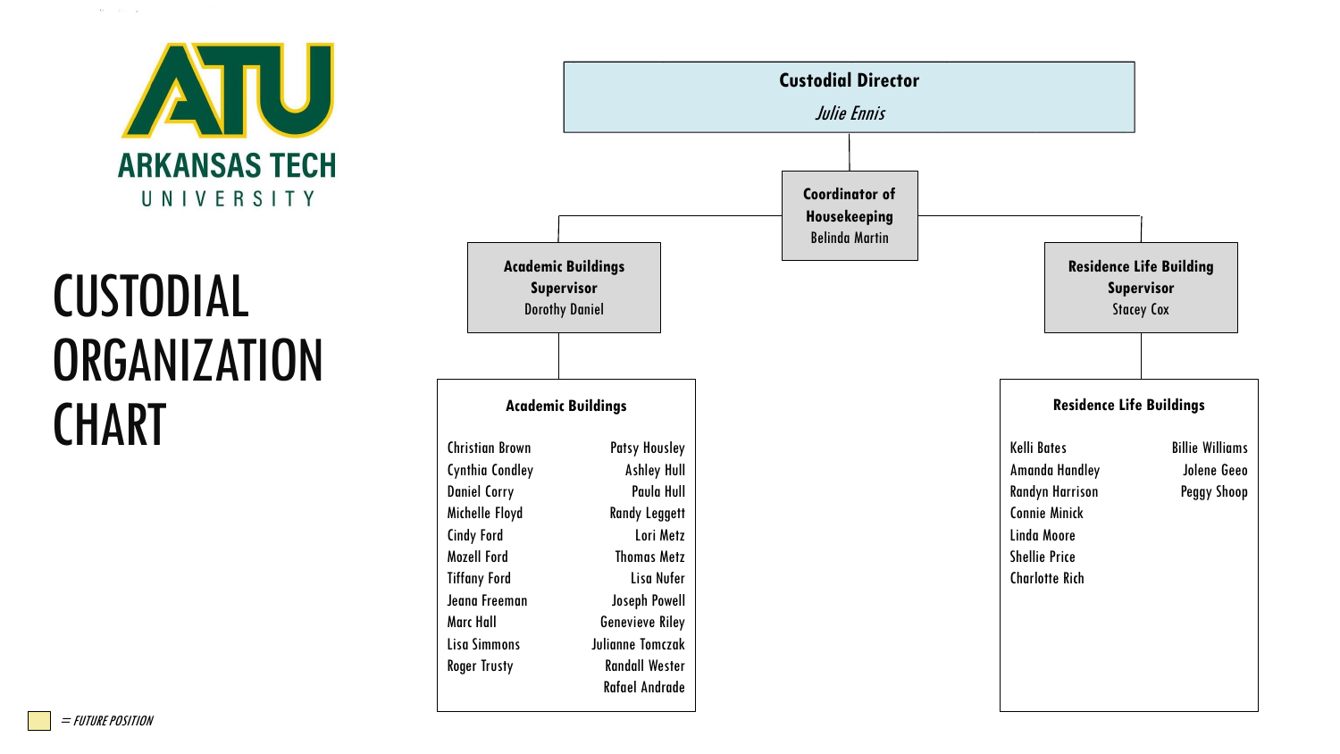ARKANSAS TECH UNIVERSITY

# CUSTODIAL ORGANIZATION CHART

**Custodial Director**
*Julie Ennis*

**Coordinator of Housekeeping**
Belinda Martin

**Academic Buildings Supervisor**
Dorothy Daniel

**Residence Life Building Supervisor**
Stacey Cox

### Academic Buildings

- Christian Brown
- Cynthia Condley
- Daniel Corry
- Michelle Floyd
- Cindy Ford
- Mozell Ford
- Tiffany Ford
- Jeana Freeman
- Marc Hall
- Lisa Simmons
- Roger Trusty
- Patsy Housley
- Ashley Hull
- Paula Hull
- Randy Leggett
- Lori Metz
- Thomas Metz
- Lisa Nufer
- Joseph Powell
- Genevieve Riley
- Julianne Tomczak
- Randall Wester
- Rafael Andrade

### Residence Life Buildings

- Kelli Bates
- Amanda Handley
- Randyn Harrison
- Connie Minick
- Linda Moore
- Shellie Price
- Charlotte Rich
- Billie Williams
- Jolene Geeo
- Peggy Shoop

*= FUTURE POSITION*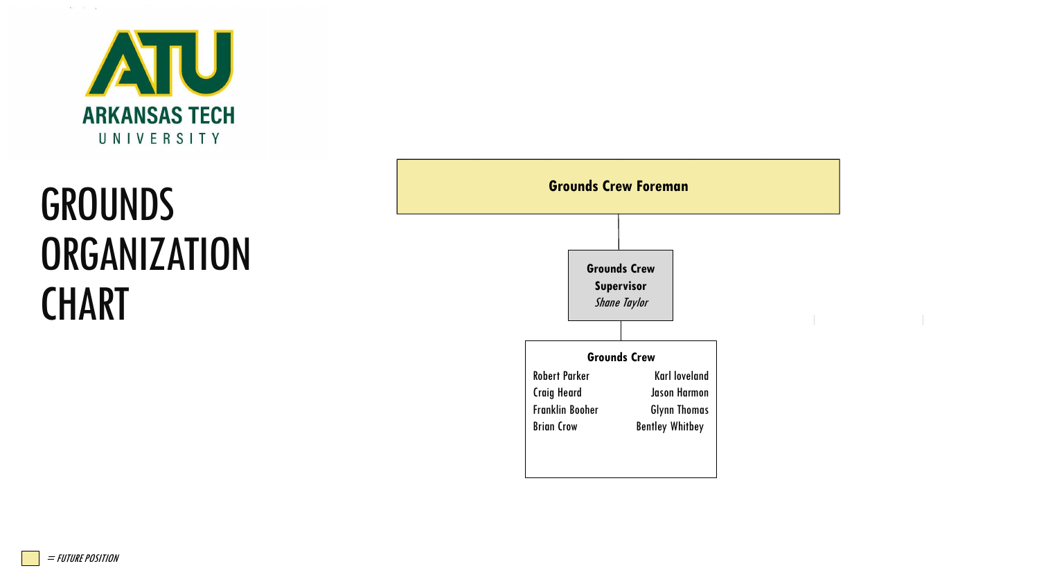ARKANSAS TECH UNIVERSITY

# GROUNDS ORGANIZATION CHART

**Grounds Crew Foreman**

**Grounds Crew Supervisor**
*Shane Taylor*

**Grounds Crew**

- Robert Parker
- Craig Heard
- Franklin Booher
- Brian Crow
- Karl loveland
- Jason Harmon
- Glynn Thomas
- Bentley Whitbey

*= FUTURE POSITION*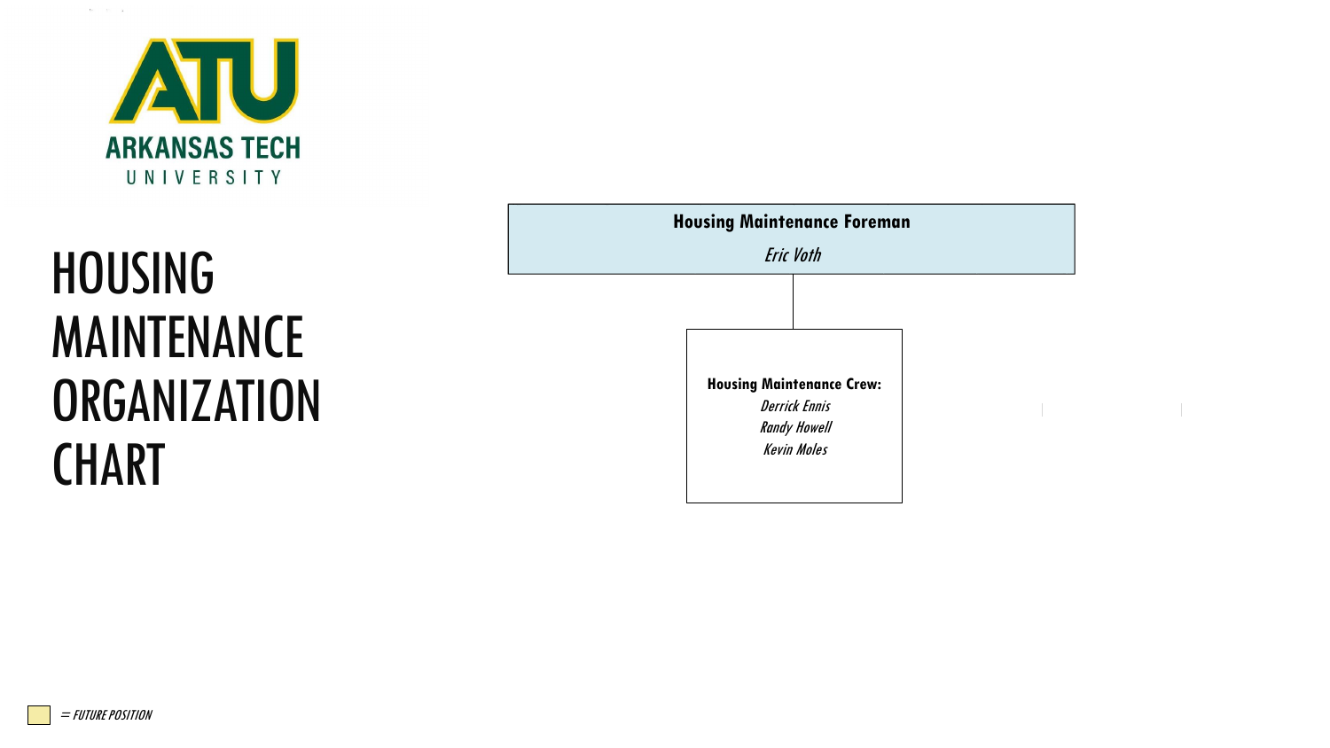ARKANSAS TECH UNIVERSITY

# HOUSING MAINTENANCE ORGANIZATION CHART

**Housing Maintenance Foreman**

*Eric Voth*

**Housing Maintenance Crew:**

*Derrick Ennis*
*Randy Howell*
*Kevin Moles*

*= FUTURE POSITION*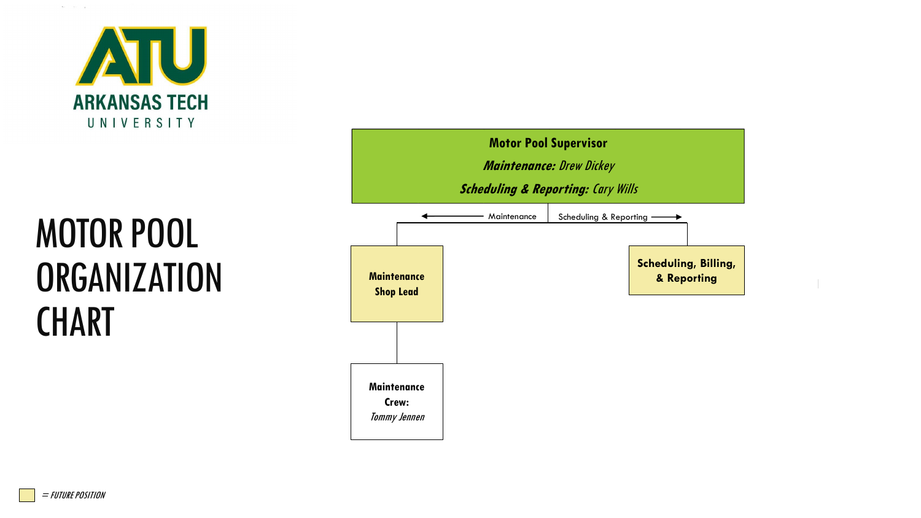ARKANSAS TECH UNIVERSITY

# MOTOR POOL ORGANIZATION CHART

**Motor Pool Supervisor**

***Maintenance:*** *Drew Dickey*

***Scheduling & Reporting:*** *Cary Wills*

← Maintenance | Scheduling & Reporting →

- **Maintenance Shop Lead**
  - **Maintenance Crew:** *Tommy Jennen*
- **Scheduling, Billing, & Reporting**

*= FUTURE POSITION*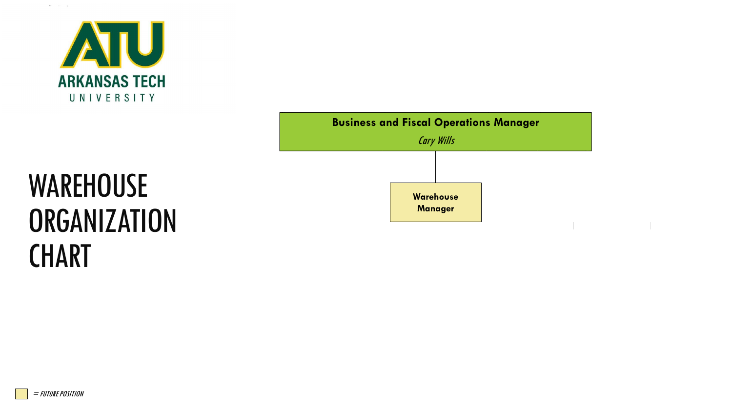ARKANSAS TECH UNIVERSITY

# WAREHOUSE ORGANIZATION CHART

**Business and Fiscal Operations Manager**
*Cary Wills*

- **Warehouse Manager**

*= FUTURE POSITION*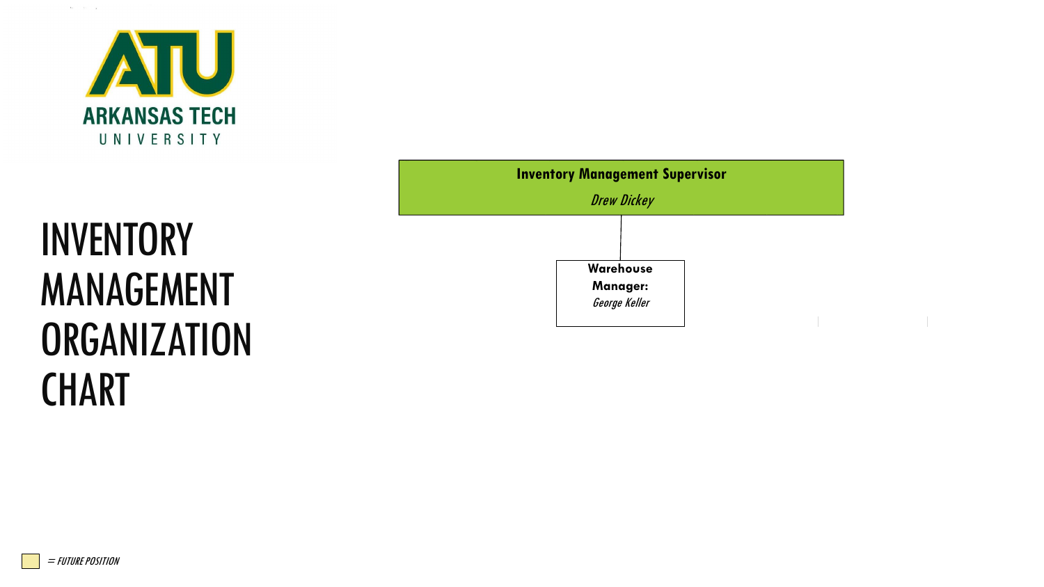ARKANSAS TECH UNIVERSITY

# INVENTORY MANAGEMENT ORGANIZATION CHART

**Inventory Management Supervisor**

*Drew Dickey*

**Warehouse Manager:**

*George Keller*

*= FUTURE POSITION*